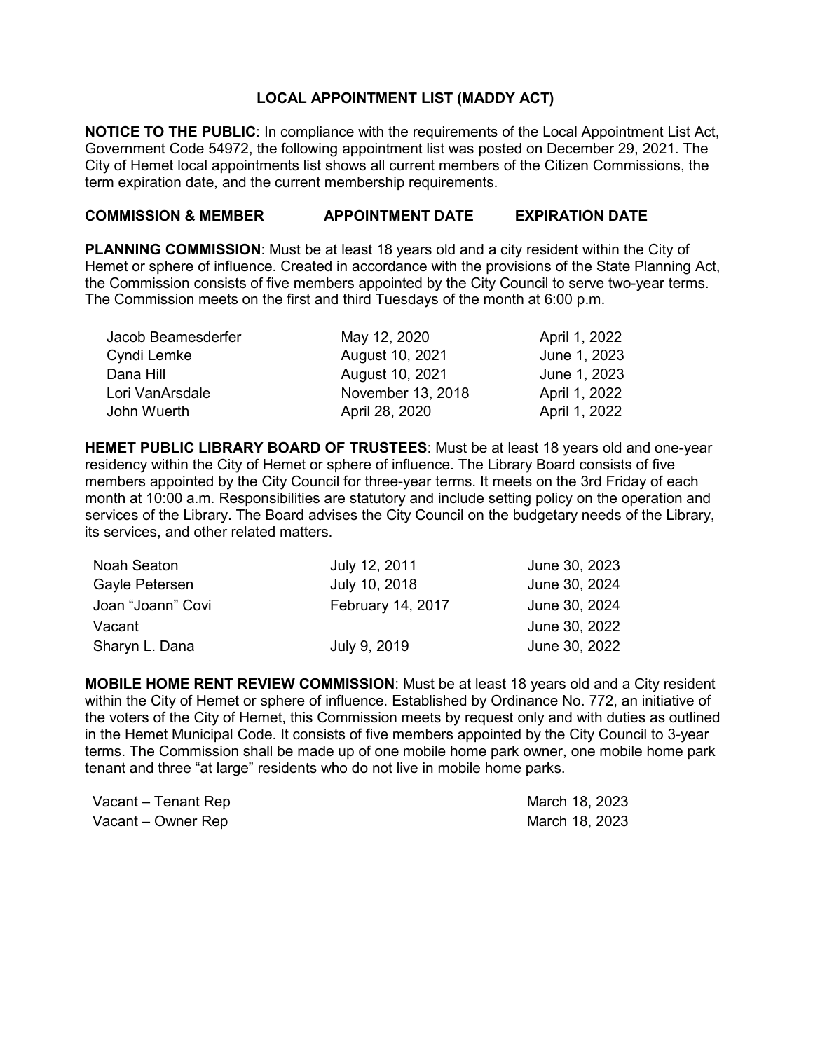# LOCAL APPOINTMENT LIST (MADDY ACT)

**NOTICE TO THE PUBLIC**: In compliance with the requirements of the Local Appointment List Act, Government Code 54972, the following appointment list was posted on December 29, 2021. The City of Hemet local appointments list shows all current members of the Citizen Commissions, the term expiration date, and the current membership requirements.

| COMMISSION & MEMBER | APPOINTMENT DATE | EXPIRATION DATE |
|---|---|---|

**PLANNING COMMISSION**: Must be at least 18 years old and a city resident within the City of Hemet or sphere of influence. Created in accordance with the provisions of the State Planning Act, the Commission consists of five members appointed by the City Council to serve two-year terms. The Commission meets on the first and third Tuesdays of the month at 6:00 p.m.

| Member | Appointment Date | Expiration Date |
|---|---|---|
| Jacob Beamesderfer | May 12, 2020 | April 1, 2022 |
| Cyndi Lemke | August 10, 2021 | June 1, 2023 |
| Dana Hill | August 10, 2021 | June 1, 2023 |
| Lori VanArsdale | November 13, 2018 | April 1, 2022 |
| John Wuerth | April 28, 2020 | April 1, 2022 |

**HEMET PUBLIC LIBRARY BOARD OF TRUSTEES**: Must be at least 18 years old and one-year residency within the City of Hemet or sphere of influence. The Library Board consists of five members appointed by the City Council for three-year terms. It meets on the 3rd Friday of each month at 10:00 a.m. Responsibilities are statutory and include setting policy on the operation and services of the Library. The Board advises the City Council on the budgetary needs of the Library, its services, and other related matters.

| Member | Appointment Date | Expiration Date |
|---|---|---|
| Noah Seaton | July 12, 2011 | June 30, 2023 |
| Gayle Petersen | July 10, 2018 | June 30, 2024 |
| Joan "Joann" Covi | February 14, 2017 | June 30, 2024 |
| Vacant | | June 30, 2022 |
| Sharyn L. Dana | July 9, 2019 | June 30, 2022 |

**MOBILE HOME RENT REVIEW COMMISSION**: Must be at least 18 years old and a City resident within the City of Hemet or sphere of influence. Established by Ordinance No. 772, an initiative of the voters of the City of Hemet, this Commission meets by request only and with duties as outlined in the Hemet Municipal Code. It consists of five members appointed by the City Council to 3-year terms. The Commission shall be made up of one mobile home park owner, one mobile home park tenant and three "at large" residents who do not live in mobile home parks.

| Member | Appointment Date | Expiration Date |
|---|---|---|
| Vacant – Tenant Rep | | March 18, 2023 |
| Vacant – Owner Rep | | March 18, 2023 |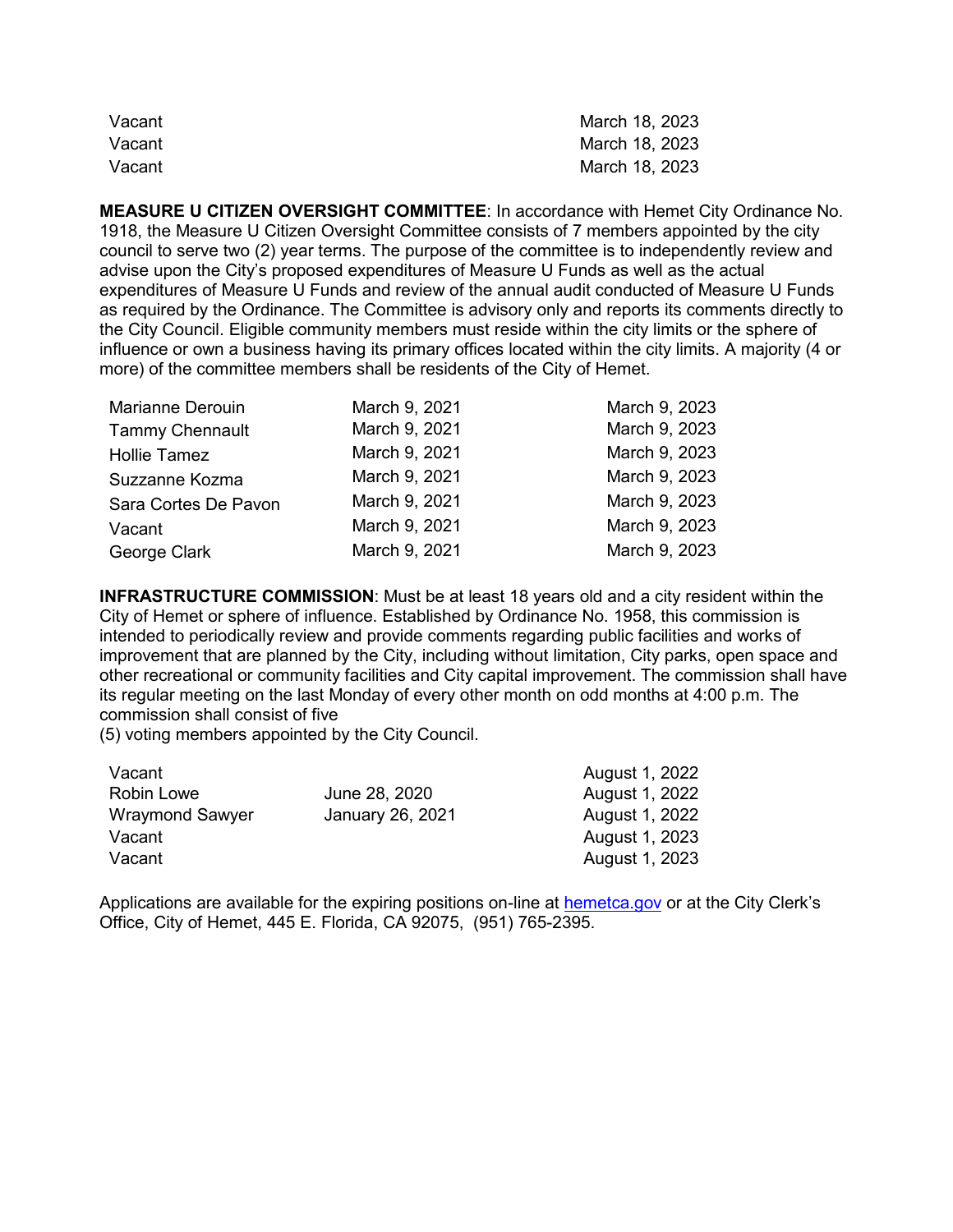| | | |
|---|---|---|
| Vacant | | March 18, 2023 |
| Vacant | | March 18, 2023 |
| Vacant | | March 18, 2023 |

**MEASURE U CITIZEN OVERSIGHT COMMITTEE**: In accordance with Hemet City Ordinance No. 1918, the Measure U Citizen Oversight Committee consists of 7 members appointed by the city council to serve two (2) year terms. The purpose of the committee is to independently review and advise upon the City's proposed expenditures of Measure U Funds as well as the actual expenditures of Measure U Funds and review of the annual audit conducted of Measure U Funds as required by the Ordinance. The Committee is advisory only and reports its comments directly to the City Council. Eligible community members must reside within the city limits or the sphere of influence or own a business having its primary offices located within the city limits. A majority (4 or more) of the committee members shall be residents of the City of Hemet.

| | | |
|---|---|---|
| Marianne Derouin | March 9, 2021 | March 9, 2023 |
| Tammy Chennault | March 9, 2021 | March 9, 2023 |
| Hollie Tamez | March 9, 2021 | March 9, 2023 |
| Suzzanne Kozma | March 9, 2021 | March 9, 2023 |
| Sara Cortes De Pavon | March 9, 2021 | March 9, 2023 |
| Vacant | March 9, 2021 | March 9, 2023 |
| George Clark | March 9, 2021 | March 9, 2023 |

**INFRASTRUCTURE COMMISSION**: Must be at least 18 years old and a city resident within the City of Hemet or sphere of influence. Established by Ordinance No. 1958, this commission is intended to periodically review and provide comments regarding public facilities and works of improvement that are planned by the City, including without limitation, City parks, open space and other recreational or community facilities and City capital improvement. The commission shall have its regular meeting on the last Monday of every other month on odd months at 4:00 p.m. The commission shall consist of five (5) voting members appointed by the City Council.

| | | |
|---|---|---|
| Vacant | | August 1, 2022 |
| Robin Lowe | June 28, 2020 | August 1, 2022 |
| Wraymond Sawyer | January 26, 2021 | August 1, 2022 |
| Vacant | | August 1, 2023 |
| Vacant | | August 1, 2023 |

Applications are available for the expiring positions on-line at [hemetca.gov](hemetca.gov) or at the City Clerk's Office, City of Hemet, 445 E. Florida, CA 92075, (951) 765-2395.